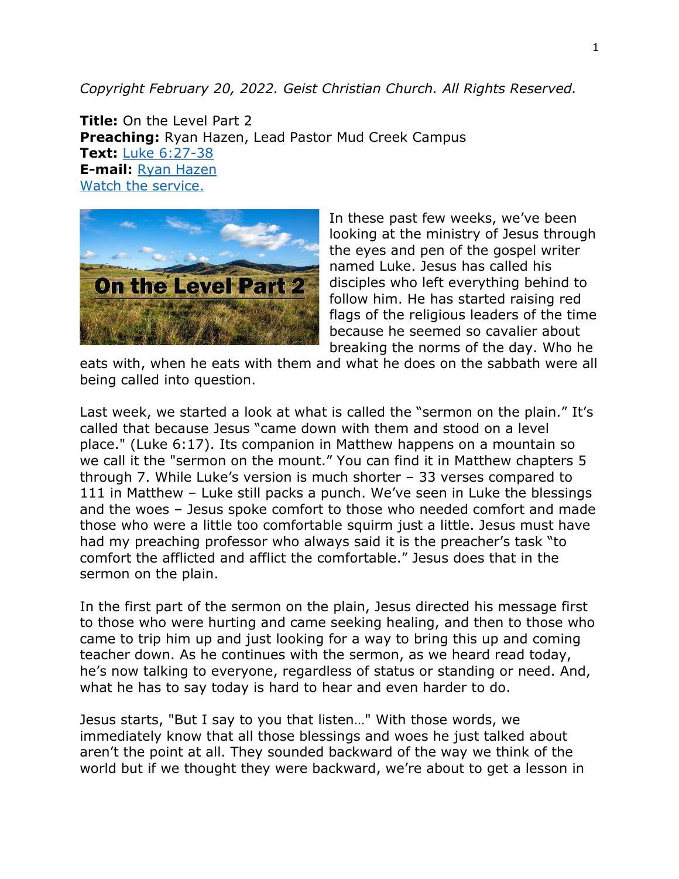*Copyright February 20, 2022. Geist Christian Church. All Rights Reserved.*

**Title:** On the Level Part 2
**Preaching:** Ryan Hazen, Lead Pastor Mud Creek Campus
**Text:** Luke 6:27-38
**E-mail:** Ryan Hazen
Watch the service.

In these past few weeks, we've been looking at the ministry of Jesus through the eyes and pen of the gospel writer named Luke. Jesus has called his disciples who left everything behind to follow him. He has started raising red flags of the religious leaders of the time because he seemed so cavalier about breaking the norms of the day. Who he eats with, when he eats with them and what he does on the sabbath were all being called into question.

Last week, we started a look at what is called the "sermon on the plain." It's called that because Jesus "came down with them and stood on a level place." (Luke 6:17). Its companion in Matthew happens on a mountain so we call it the "sermon on the mount." You can find it in Matthew chapters 5 through 7. While Luke's version is much shorter – 33 verses compared to 111 in Matthew – Luke still packs a punch. We've seen in Luke the blessings and the woes – Jesus spoke comfort to those who needed comfort and made those who were a little too comfortable squirm just a little. Jesus must have had my preaching professor who always said it is the preacher's task "to comfort the afflicted and afflict the comfortable." Jesus does that in the sermon on the plain.

In the first part of the sermon on the plain, Jesus directed his message first to those who were hurting and came seeking healing, and then to those who came to trip him up and just looking for a way to bring this up and coming teacher down. As he continues with the sermon, as we heard read today, he's now talking to everyone, regardless of status or standing or need. And, what he has to say today is hard to hear and even harder to do.

Jesus starts, "But I say to you that listen…" With those words, we immediately know that all those blessings and woes he just talked about aren't the point at all. They sounded backward of the way we think of the world but if we thought they were backward, we're about to get a lesson in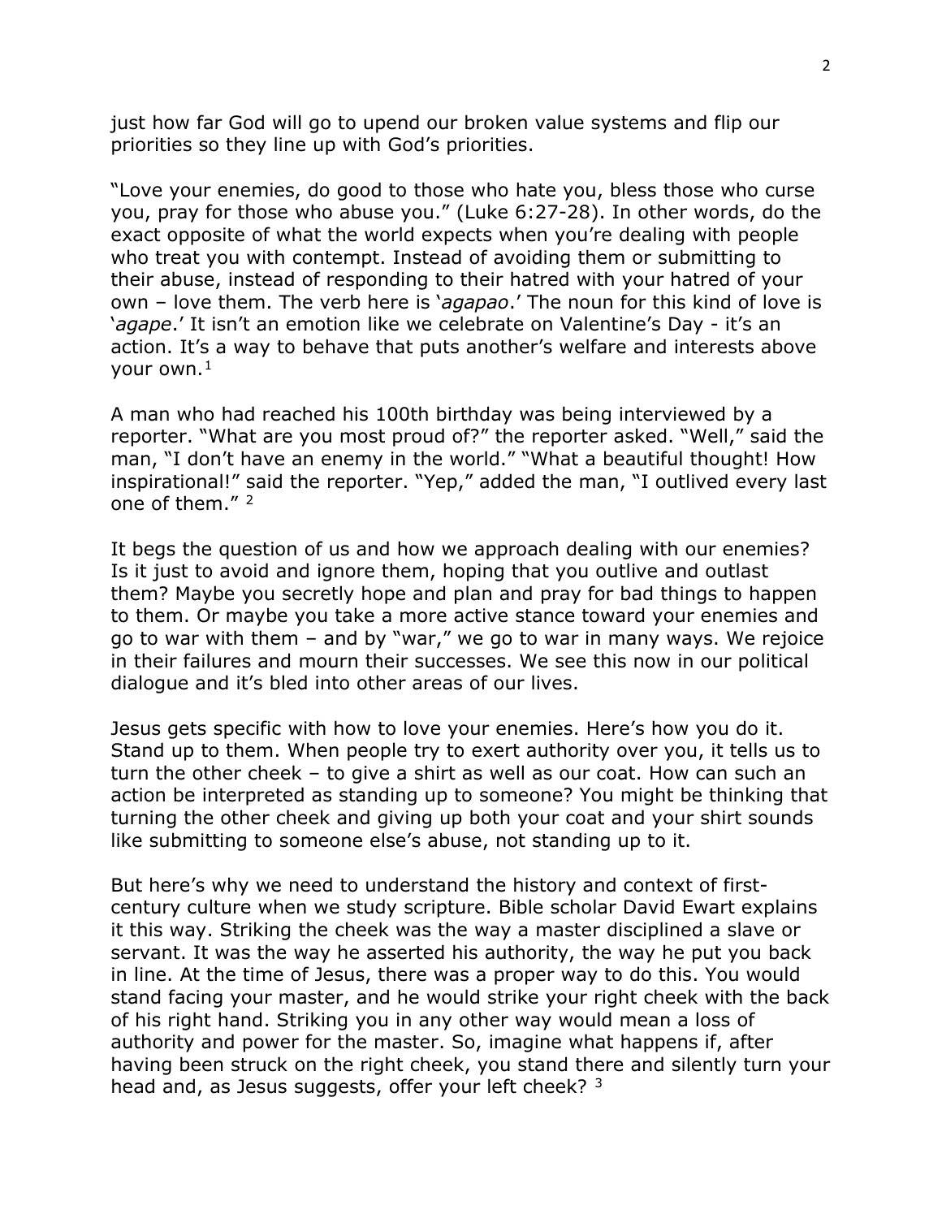just how far God will go to upend our broken value systems and flip our priorities so they line up with God's priorities.

"Love your enemies, do good to those who hate you, bless those who curse you, pray for those who abuse you." (Luke 6:27-28). In other words, do the exact opposite of what the world expects when you're dealing with people who treat you with contempt. Instead of avoiding them or submitting to their abuse, instead of responding to their hatred with your hatred of your own – love them. The verb here is '*agapao*.' The noun for this kind of love is '*agape*.' It isn't an emotion like we celebrate on Valentine's Day - it's an action. It's a way to behave that puts another's welfare and interests above your own.[1]

A man who had reached his 100th birthday was being interviewed by a reporter. "What are you most proud of?" the reporter asked. "Well," said the man, "I don't have an enemy in the world." "What a beautiful thought! How inspirational!" said the reporter. "Yep," added the man, "I outlived every last one of them." [2]

It begs the question of us and how we approach dealing with our enemies? Is it just to avoid and ignore them, hoping that you outlive and outlast them? Maybe you secretly hope and plan and pray for bad things to happen to them. Or maybe you take a more active stance toward your enemies and go to war with them – and by "war," we go to war in many ways. We rejoice in their failures and mourn their successes. We see this now in our political dialogue and it's bled into other areas of our lives.

Jesus gets specific with how to love your enemies. Here's how you do it. Stand up to them. When people try to exert authority over you, it tells us to turn the other cheek – to give a shirt as well as our coat. How can such an action be interpreted as standing up to someone? You might be thinking that turning the other cheek and giving up both your coat and your shirt sounds like submitting to someone else's abuse, not standing up to it.

But here's why we need to understand the history and context of first-century culture when we study scripture. Bible scholar David Ewart explains it this way. Striking the cheek was the way a master disciplined a slave or servant. It was the way he asserted his authority, the way he put you back in line. At the time of Jesus, there was a proper way to do this. You would stand facing your master, and he would strike your right cheek with the back of his right hand. Striking you in any other way would mean a loss of authority and power for the master. So, imagine what happens if, after having been struck on the right cheek, you stand there and silently turn your head and, as Jesus suggests, offer your left cheek? [3]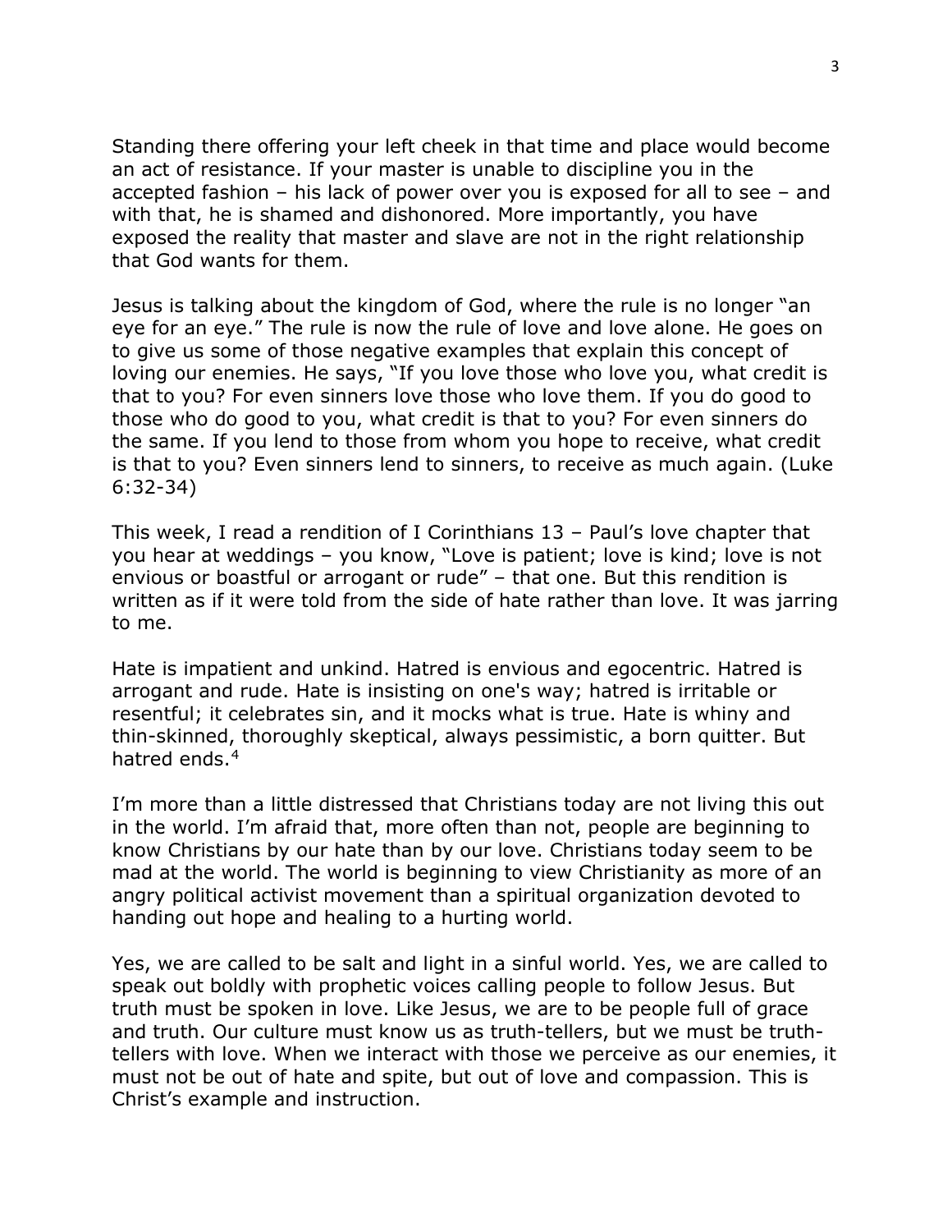Standing there offering your left cheek in that time and place would become an act of resistance. If your master is unable to discipline you in the accepted fashion – his lack of power over you is exposed for all to see – and with that, he is shamed and dishonored. More importantly, you have exposed the reality that master and slave are not in the right relationship that God wants for them.

Jesus is talking about the kingdom of God, where the rule is no longer "an eye for an eye." The rule is now the rule of love and love alone. He goes on to give us some of those negative examples that explain this concept of loving our enemies. He says, "If you love those who love you, what credit is that to you? For even sinners love those who love them. If you do good to those who do good to you, what credit is that to you? For even sinners do the same. If you lend to those from whom you hope to receive, what credit is that to you? Even sinners lend to sinners, to receive as much again. (Luke 6:32-34)

This week, I read a rendition of I Corinthians 13 – Paul's love chapter that you hear at weddings – you know, "Love is patient; love is kind; love is not envious or boastful or arrogant or rude" – that one. But this rendition is written as if it were told from the side of hate rather than love. It was jarring to me.

Hate is impatient and unkind. Hatred is envious and egocentric. Hatred is arrogant and rude. Hate is insisting on one's way; hatred is irritable or resentful; it celebrates sin, and it mocks what is true. Hate is whiny and thin-skinned, thoroughly skeptical, always pessimistic, a born quitter. But hatred ends.[4]

I'm more than a little distressed that Christians today are not living this out in the world. I'm afraid that, more often than not, people are beginning to know Christians by our hate than by our love. Christians today seem to be mad at the world. The world is beginning to view Christianity as more of an angry political activist movement than a spiritual organization devoted to handing out hope and healing to a hurting world.

Yes, we are called to be salt and light in a sinful world. Yes, we are called to speak out boldly with prophetic voices calling people to follow Jesus. But truth must be spoken in love. Like Jesus, we are to be people full of grace and truth. Our culture must know us as truth-tellers, but we must be truth-tellers with love. When we interact with those we perceive as our enemies, it must not be out of hate and spite, but out of love and compassion. This is Christ's example and instruction.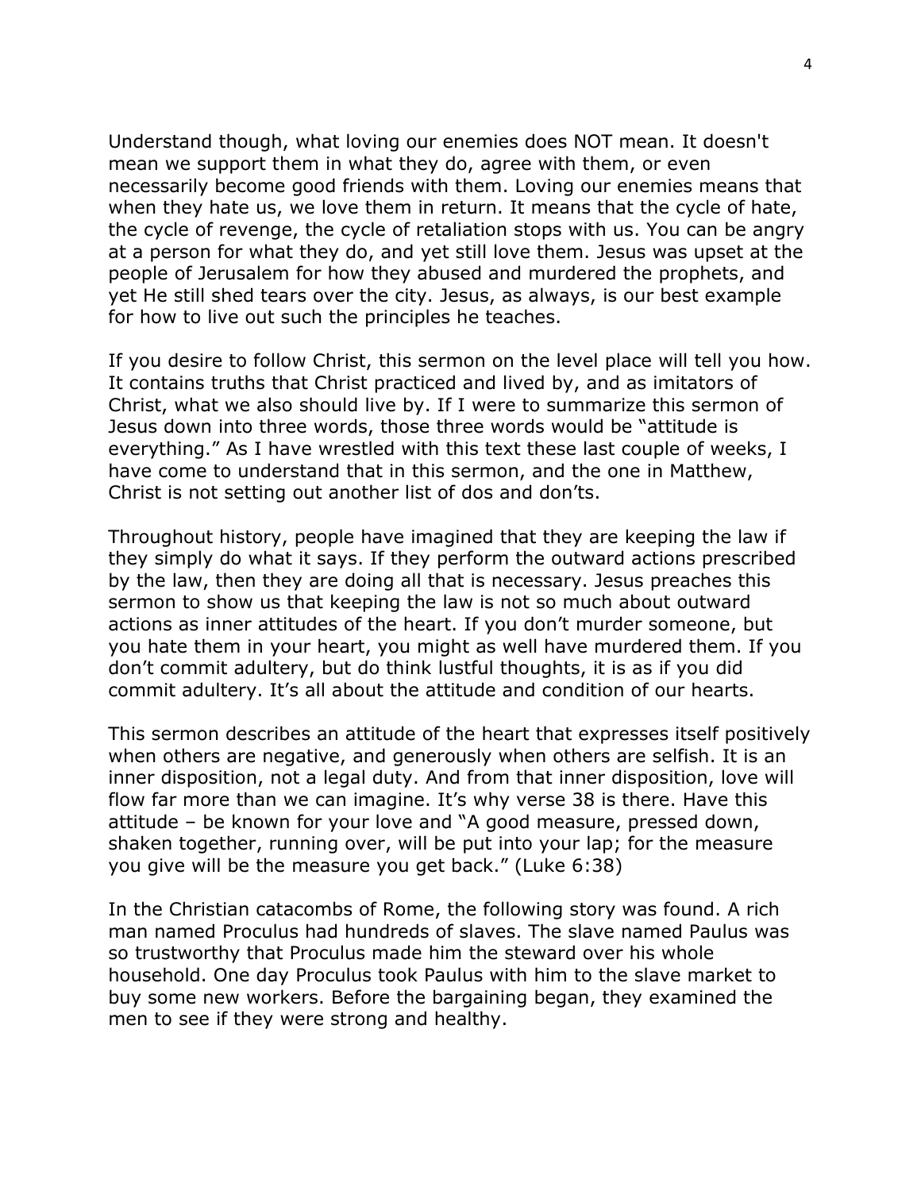Understand though, what loving our enemies does NOT mean. It doesn't mean we support them in what they do, agree with them, or even necessarily become good friends with them. Loving our enemies means that when they hate us, we love them in return. It means that the cycle of hate, the cycle of revenge, the cycle of retaliation stops with us. You can be angry at a person for what they do, and yet still love them. Jesus was upset at the people of Jerusalem for how they abused and murdered the prophets, and yet He still shed tears over the city. Jesus, as always, is our best example for how to live out such the principles he teaches.

If you desire to follow Christ, this sermon on the level place will tell you how. It contains truths that Christ practiced and lived by, and as imitators of Christ, what we also should live by. If I were to summarize this sermon of Jesus down into three words, those three words would be "attitude is everything." As I have wrestled with this text these last couple of weeks, I have come to understand that in this sermon, and the one in Matthew, Christ is not setting out another list of dos and don'ts.

Throughout history, people have imagined that they are keeping the law if they simply do what it says. If they perform the outward actions prescribed by the law, then they are doing all that is necessary. Jesus preaches this sermon to show us that keeping the law is not so much about outward actions as inner attitudes of the heart. If you don't murder someone, but you hate them in your heart, you might as well have murdered them. If you don't commit adultery, but do think lustful thoughts, it is as if you did commit adultery. It's all about the attitude and condition of our hearts.

This sermon describes an attitude of the heart that expresses itself positively when others are negative, and generously when others are selfish. It is an inner disposition, not a legal duty. And from that inner disposition, love will flow far more than we can imagine. It's why verse 38 is there. Have this attitude – be known for your love and "A good measure, pressed down, shaken together, running over, will be put into your lap; for the measure you give will be the measure you get back." (Luke 6:38)

In the Christian catacombs of Rome, the following story was found. A rich man named Proculus had hundreds of slaves. The slave named Paulus was so trustworthy that Proculus made him the steward over his whole household. One day Proculus took Paulus with him to the slave market to buy some new workers. Before the bargaining began, they examined the men to see if they were strong and healthy.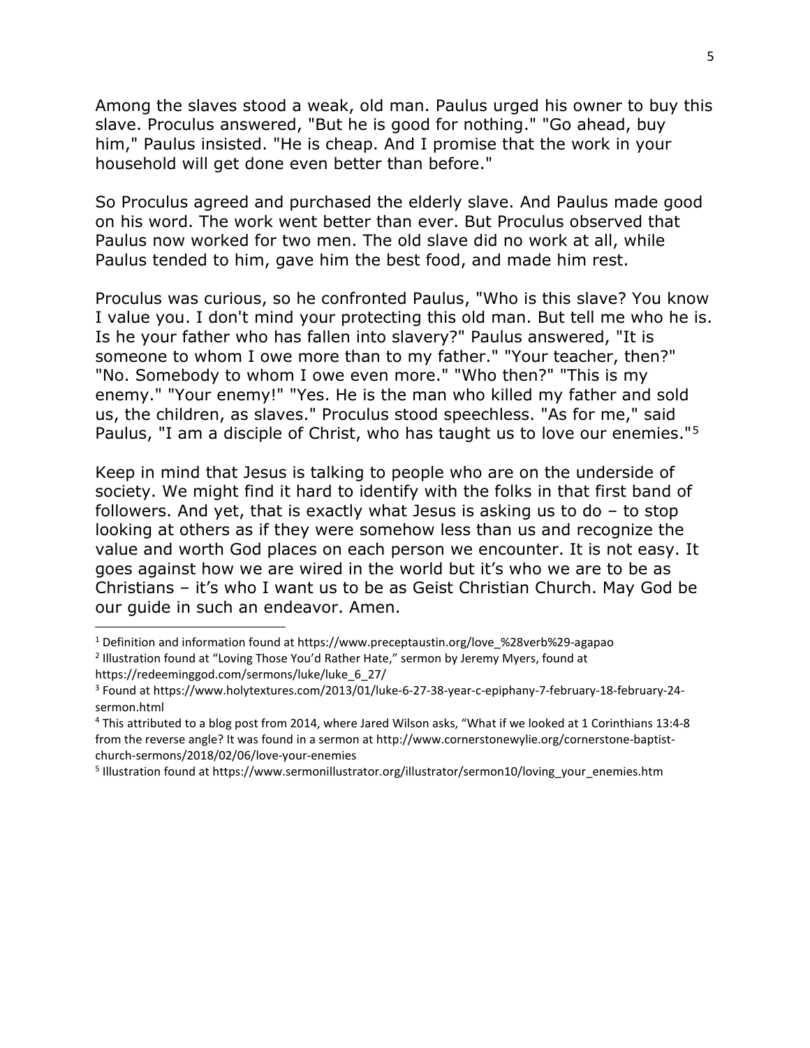Among the slaves stood a weak, old man. Paulus urged his owner to buy this slave. Proculus answered, "But he is good for nothing." "Go ahead, buy him," Paulus insisted. "He is cheap. And I promise that the work in your household will get done even better than before."

So Proculus agreed and purchased the elderly slave. And Paulus made good on his word. The work went better than ever. But Proculus observed that Paulus now worked for two men. The old slave did no work at all, while Paulus tended to him, gave him the best food, and made him rest.

Proculus was curious, so he confronted Paulus, "Who is this slave? You know I value you. I don't mind your protecting this old man. But tell me who he is. Is he your father who has fallen into slavery?" Paulus answered, "It is someone to whom I owe more than to my father." "Your teacher, then?" "No. Somebody to whom I owe even more." "Who then?" "This is my enemy." "Your enemy!" "Yes. He is the man who killed my father and sold us, the children, as slaves." Proculus stood speechless. "As for me," said Paulus, "I am a disciple of Christ, who has taught us to love our enemies."[5]

Keep in mind that Jesus is talking to people who are on the underside of society. We might find it hard to identify with the folks in that first band of followers. And yet, that is exactly what Jesus is asking us to do – to stop looking at others as if they were somehow less than us and recognize the value and worth God places on each person we encounter. It is not easy. It goes against how we are wired in the world but it's who we are to be as Christians – it's who I want us to be as Geist Christian Church. May God be our guide in such an endeavor. Amen.

---

[1] Definition and information found at https://www.preceptaustin.org/love_%28verb%29-agapao

[2] Illustration found at "Loving Those You'd Rather Hate," sermon by Jeremy Myers, found at https://redeeminggod.com/sermons/luke/luke_6_27/

[3] Found at https://www.holytextures.com/2013/01/luke-6-27-38-year-c-epiphany-7-february-18-february-24-sermon.html

[4] This attributed to a blog post from 2014, where Jared Wilson asks, "What if we looked at 1 Corinthians 13:4-8 from the reverse angle? It was found in a sermon at http://www.cornerstonewylie.org/cornerstone-baptist-church-sermons/2018/02/06/love-your-enemies

[5] Illustration found at https://www.sermonillustrator.org/illustrator/sermon10/loving_your_enemies.htm